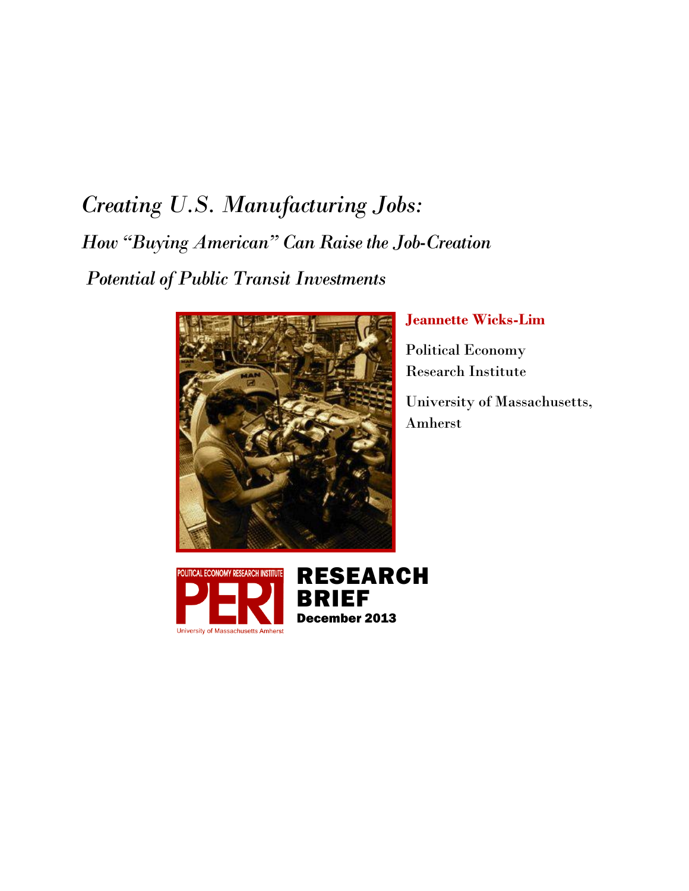# *Creating U.S. Manufacturing Jobs:*

## *How "Buying American" Can Raise the Job-Creation Potential of Public Transit Investments*

**Jeannette Wicks-Lim**

Political Economy Research Institute

University of Massachusetts, Amherst

POLITICAL ECONOMY RESEARCH INSTITUTE

PERI

University of Massachusetts Amherst

**RESEARCH BRIEF**

**December 2013**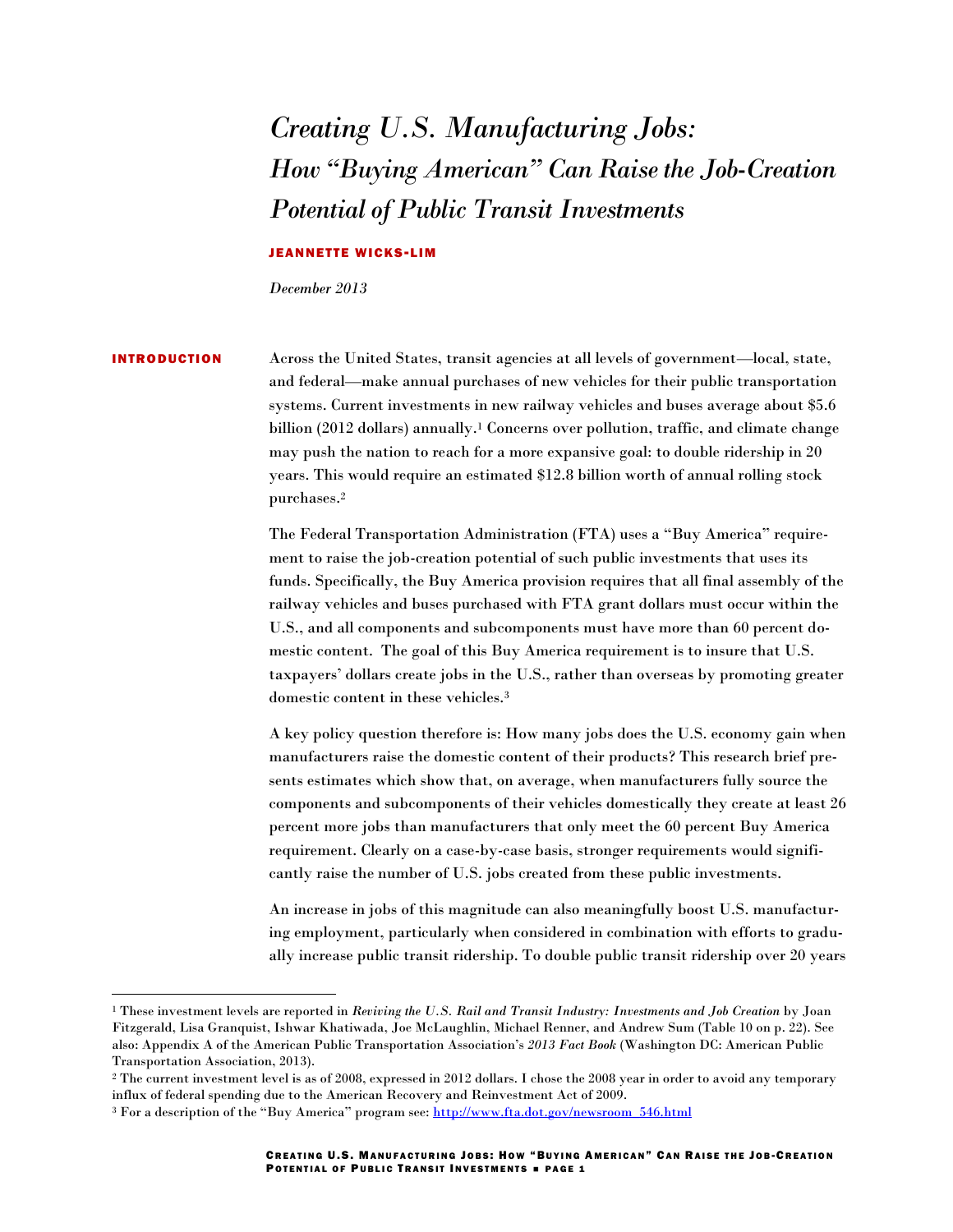# *Creating U.S. Manufacturing Jobs: How "Buying American" Can Raise the Job-Creation Potential of Public Transit Investments*

**JEANNETTE WICKS-LIM**

*December 2013*

## INTRODUCTION

Across the United States, transit agencies at all levels of government—local, state, and federal—make annual purchases of new vehicles for their public transportation systems. Current investments in new railway vehicles and buses average about $5.6 billion (2012 dollars) annually.[1] Concerns over pollution, traffic, and climate change may push the nation to reach for a more expansive goal: to double ridership in 20 years. This would require an estimated $12.8 billion worth of annual rolling stock purchases.[2]

The Federal Transportation Administration (FTA) uses a "Buy America" requirement to raise the job-creation potential of such public investments that uses its funds. Specifically, the Buy America provision requires that all final assembly of the railway vehicles and buses purchased with FTA grant dollars must occur within the U.S., and all components and subcomponents must have more than 60 percent domestic content. The goal of this Buy America requirement is to insure that U.S. taxpayers' dollars create jobs in the U.S., rather than overseas by promoting greater domestic content in these vehicles.[3]

A key policy question therefore is: How many jobs does the U.S. economy gain when manufacturers raise the domestic content of their products? This research brief presents estimates which show that, on average, when manufacturers fully source the components and subcomponents of their vehicles domestically they create at least 26 percent more jobs than manufacturers that only meet the 60 percent Buy America requirement. Clearly on a case-by-case basis, stronger requirements would significantly raise the number of U.S. jobs created from these public investments.

An increase in jobs of this magnitude can also meaningfully boost U.S. manufacturing employment, particularly when considered in combination with efforts to gradually increase public transit ridership. To double public transit ridership over 20 years

---

[1] These investment levels are reported in *Reviving the U.S. Rail and Transit Industry: Investments and Job Creation* by Joan Fitzgerald, Lisa Granquist, Ishwar Khatiwada, Joe McLaughlin, Michael Renner, and Andrew Sum (Table 10 on p. 22). See also: Appendix A of the American Public Transportation Association's *2013 Fact Book* (Washington DC: American Public Transportation Association, 2013).

[2] The current investment level is as of 2008, expressed in 2012 dollars. I chose the 2008 year in order to avoid any temporary influx of federal spending due to the American Recovery and Reinvestment Act of 2009.

[3] For a description of the "Buy America" program see: http://www.fta.dot.gov/newsroom_546.html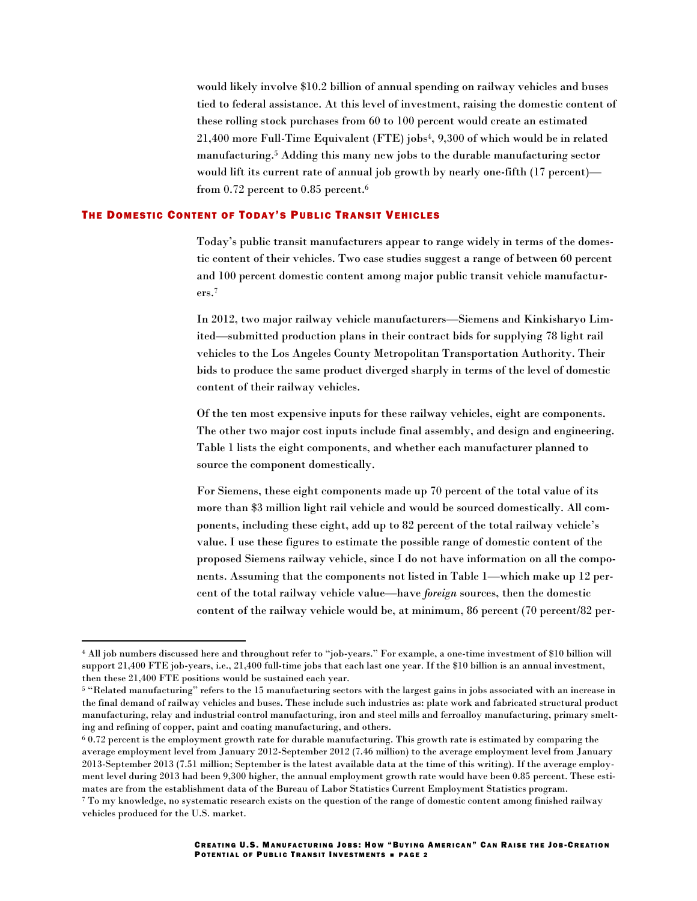would likely involve $10.2 billion of annual spending on railway vehicles and buses tied to federal assistance. At this level of investment, raising the domestic content of these rolling stock purchases from 60 to 100 percent would create an estimated 21,400 more Full-Time Equivalent (FTE) jobs[4], 9,300 of which would be in related manufacturing.[5] Adding this many new jobs to the durable manufacturing sector would lift its current rate of annual job growth by nearly one-fifth (17 percent)—from 0.72 percent to 0.85 percent.[6]

## The Domestic Content of Today's Public Transit Vehicles

Today's public transit manufacturers appear to range widely in terms of the domestic content of their vehicles. Two case studies suggest a range of between 60 percent and 100 percent domestic content among major public transit vehicle manufacturers.[7]

In 2012, two major railway vehicle manufacturers—Siemens and Kinkisharyo Limited—submitted production plans in their contract bids for supplying 78 light rail vehicles to the Los Angeles County Metropolitan Transportation Authority. Their bids to produce the same product diverged sharply in terms of the level of domestic content of their railway vehicles.

Of the ten most expensive inputs for these railway vehicles, eight are components. The other two major cost inputs include final assembly, and design and engineering. Table 1 lists the eight components, and whether each manufacturer planned to source the component domestically.

For Siemens, these eight components made up 70 percent of the total value of its more than $3 million light rail vehicle and would be sourced domestically. All components, including these eight, add up to 82 percent of the total railway vehicle's value. I use these figures to estimate the possible range of domestic content of the proposed Siemens railway vehicle, since I do not have information on all the components. Assuming that the components not listed in Table 1—which make up 12 percent of the total railway vehicle value—have *foreign* sources, then the domestic content of the railway vehicle would be, at minimum, 86 percent (70 percent/82 per-

---

[4] All job numbers discussed here and throughout refer to "job-years." For example, a one-time investment of $10 billion will support 21,400 FTE job-years, i.e., 21,400 full-time jobs that each last one year. If the $10 billion is an annual investment, then these 21,400 FTE positions would be sustained each year.

[5] "Related manufacturing" refers to the 15 manufacturing sectors with the largest gains in jobs associated with an increase in the final demand of railway vehicles and buses. These include such industries as: plate work and fabricated structural product manufacturing, relay and industrial control manufacturing, iron and steel mills and ferroalloy manufacturing, primary smelting and refining of copper, paint and coating manufacturing, and others.

[6] 0.72 percent is the employment growth rate for durable manufacturing. This growth rate is estimated by comparing the average employment level from January 2012-September 2012 (7.46 million) to the average employment level from January 2013-September 2013 (7.51 million; September is the latest available data at the time of this writing). If the average employment level during 2013 had been 9,300 higher, the annual employment growth rate would have been 0.85 percent. These estimates are from the establishment data of the Bureau of Labor Statistics Current Employment Statistics program.

[7] To my knowledge, no systematic research exists on the question of the range of domestic content among finished railway vehicles produced for the U.S. market.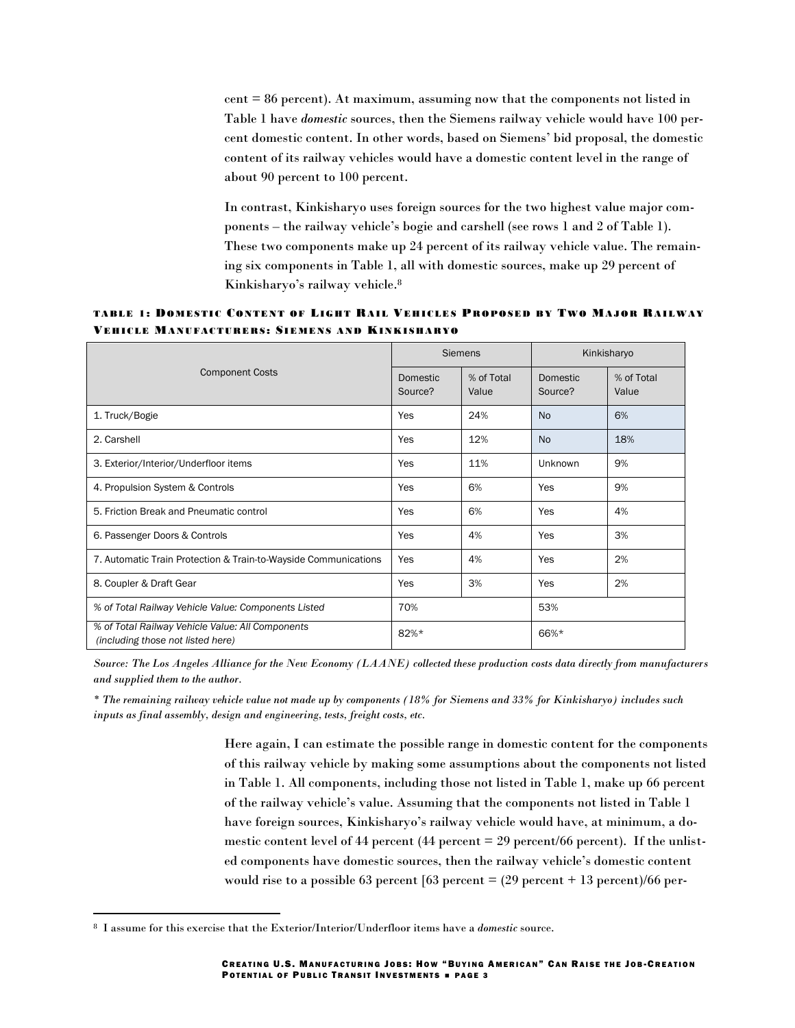cent = 86 percent). At maximum, assuming now that the components not listed in Table 1 have *domestic* sources, then the Siemens railway vehicle would have 100 percent domestic content. In other words, based on Siemens' bid proposal, the domestic content of its railway vehicles would have a domestic content level in the range of about 90 percent to 100 percent.

In contrast, Kinkisharyo uses foreign sources for the two highest value major components – the railway vehicle's bogie and carshell (see rows 1 and 2 of Table 1). These two components make up 24 percent of its railway vehicle value. The remaining six components in Table 1, all with domestic sources, make up 29 percent of Kinkisharyo's railway vehicle.[8]

**TABLE 1: DOMESTIC CONTENT OF LIGHT RAIL VEHICLES PROPOSED BY TWO MAJOR RAILWAY VEHICLE MANUFACTURERS: SIEMENS AND KINKISHARYO**

| Component Costs | Siemens | | Kinkisharyo | |
|---|---|---|---|---|
| | Domestic Source? | % of Total Value | Domestic Source? | % of Total Value |
| 1. Truck/Bogie | Yes | 24% | No | 6% |
| 2. Carshell | Yes | 12% | No | 18% |
| 3. Exterior/Interior/Underfloor items | Yes | 11% | Unknown | 9% |
| 4. Propulsion System & Controls | Yes | 6% | Yes | 9% |
| 5. Friction Break and Pneumatic control | Yes | 6% | Yes | 4% |
| 6. Passenger Doors & Controls | Yes | 4% | Yes | 3% |
| 7. Automatic Train Protection & Train-to-Wayside Communications | Yes | 4% | Yes | 2% |
| 8. Coupler & Draft Gear | Yes | 3% | Yes | 2% |
| *% of Total Railway Vehicle Value: Components Listed* | 70% | | 53% | |
| *% of Total Railway Vehicle Value: All Components (including those not listed here)* | 82%* | | 66%* | |

*Source: The Los Angeles Alliance for the New Economy (LAANE) collected these production costs data directly from manufacturers and supplied them to the author.*

** The remaining railway vehicle value not made up by components (18% for Siemens and 33% for Kinkisharyo) includes such inputs as final assembly, design and engineering, tests, freight costs, etc.*

Here again, I can estimate the possible range in domestic content for the components of this railway vehicle by making some assumptions about the components not listed in Table 1. All components, including those not listed in Table 1, make up 66 percent of the railway vehicle's value. Assuming that the components not listed in Table 1 have foreign sources, Kinkisharyo's railway vehicle would have, at minimum, a domestic content level of 44 percent (44 percent = 29 percent/66 percent). If the unlisted components have domestic sources, then the railway vehicle's domestic content would rise to a possible 63 percent [63 percent = (29 percent + 13 percent)/66 per-

[8] I assume for this exercise that the Exterior/Interior/Underfloor items have a *domestic* source.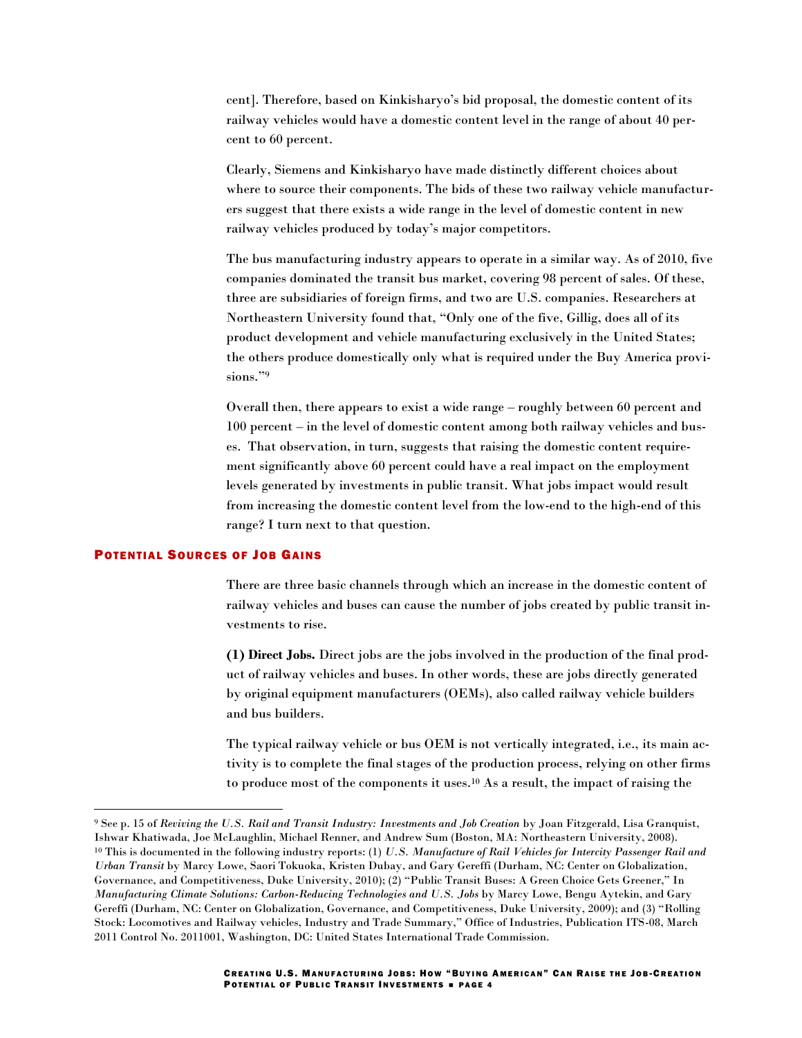cent]. Therefore, based on Kinkisharyo's bid proposal, the domestic content of its railway vehicles would have a domestic content level in the range of about 40 percent to 60 percent.

Clearly, Siemens and Kinkisharyo have made distinctly different choices about where to source their components. The bids of these two railway vehicle manufacturers suggest that there exists a wide range in the level of domestic content in new railway vehicles produced by today's major competitors.

The bus manufacturing industry appears to operate in a similar way. As of 2010, five companies dominated the transit bus market, covering 98 percent of sales. Of these, three are subsidiaries of foreign firms, and two are U.S. companies. Researchers at Northeastern University found that, "Only one of the five, Gillig, does all of its product development and vehicle manufacturing exclusively in the United States; the others produce domestically only what is required under the Buy America provisions."[9]

Overall then, there appears to exist a wide range – roughly between 60 percent and 100 percent – in the level of domestic content among both railway vehicles and buses. That observation, in turn, suggests that raising the domestic content requirement significantly above 60 percent could have a real impact on the employment levels generated by investments in public transit. What jobs impact would result from increasing the domestic content level from the low-end to the high-end of this range? I turn next to that question.

## Potential Sources of Job Gains

There are three basic channels through which an increase in the domestic content of railway vehicles and buses can cause the number of jobs created by public transit investments to rise.

**(1) Direct Jobs.** Direct jobs are the jobs involved in the production of the final product of railway vehicles and buses. In other words, these are jobs directly generated by original equipment manufacturers (OEMs), also called railway vehicle builders and bus builders.

The typical railway vehicle or bus OEM is not vertically integrated, i.e., its main activity is to complete the final stages of the production process, relying on other firms to produce most of the components it uses.[10] As a result, the impact of raising the

---

[9] See p. 15 of *Reviving the U.S. Rail and Transit Industry: Investments and Job Creation* by Joan Fitzgerald, Lisa Granquist, Ishwar Khatiwada, Joe McLaughlin, Michael Renner, and Andrew Sum (Boston, MA: Northeastern University, 2008).

[10] This is documented in the following industry reports: (1) *U.S. Manufacture of Rail Vehicles for Intercity Passenger Rail and Urban Transit* by Marcy Lowe, Saori Tokuoka, Kristen Dubay, and Gary Gereffi (Durham, NC: Center on Globalization, Governance, and Competitiveness, Duke University, 2010); (2) "Public Transit Buses: A Green Choice Gets Greener," In *Manufacturing Climate Solutions: Carbon-Reducing Technologies and U.S. Jobs* by Marcy Lowe, Bengu Aytekin, and Gary Gereffi (Durham, NC: Center on Globalization, Governance, and Competitiveness, Duke University, 2009); and (3) "Rolling Stock: Locomotives and Railway vehicles, Industry and Trade Summary," Office of Industries, Publication ITS-08, March 2011 Control No. 2011001, Washington, DC: United States International Trade Commission.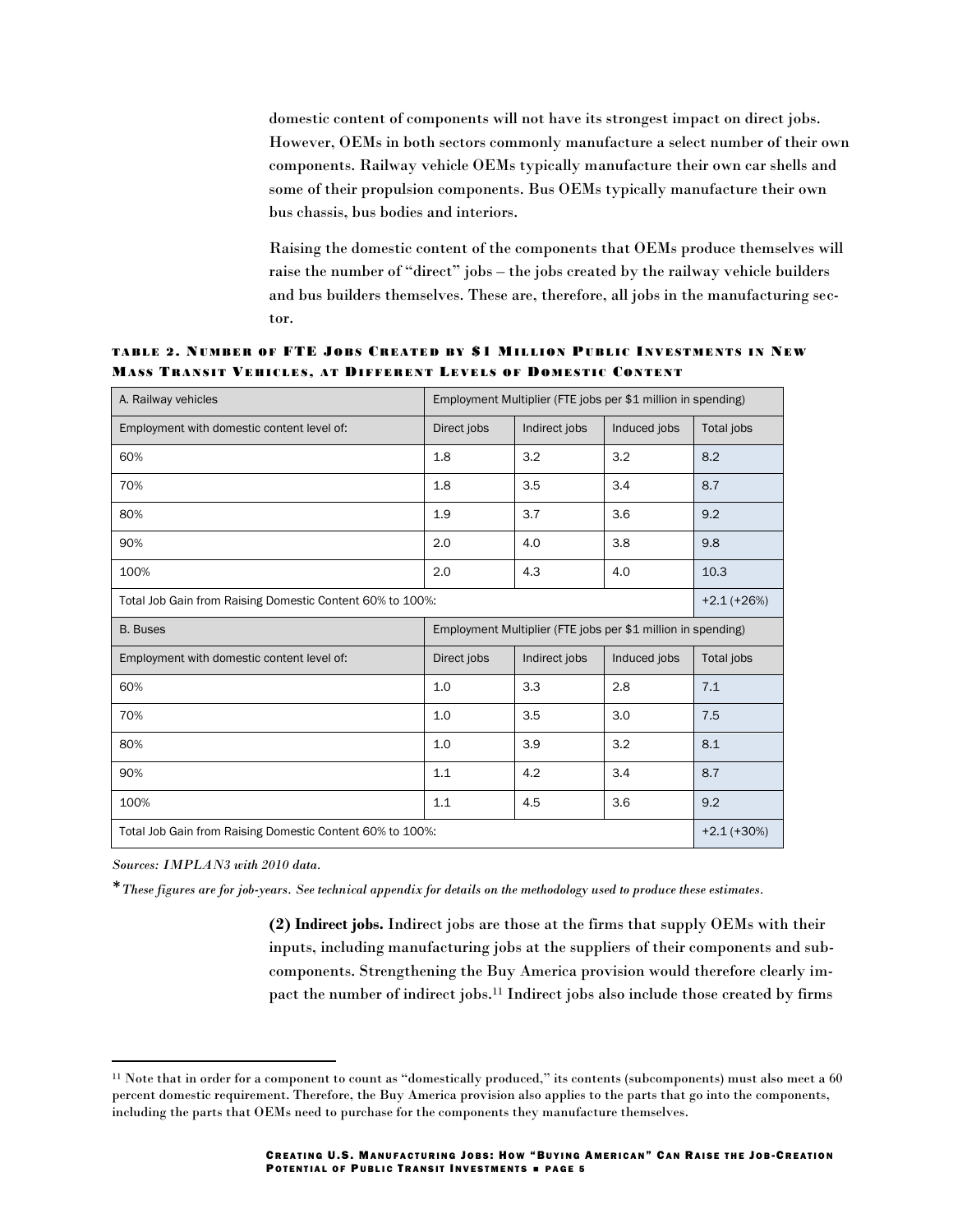domestic content of components will not have its strongest impact on direct jobs. However, OEMs in both sectors commonly manufacture a select number of their own components. Railway vehicle OEMs typically manufacture their own car shells and some of their propulsion components. Bus OEMs typically manufacture their own bus chassis, bus bodies and interiors.

Raising the domestic content of the components that OEMs produce themselves will raise the number of "direct" jobs – the jobs created by the railway vehicle builders and bus builders themselves. These are, therefore, all jobs in the manufacturing sector.

**TABLE 2. NUMBER OF FTE JOBS CREATED BY $1 MILLION PUBLIC INVESTMENTS IN NEW MASS TRANSIT VEHICLES, AT DIFFERENT LEVELS OF DOMESTIC CONTENT**

| A. Railway vehicles | Employment Multiplier (FTE jobs per $1 million in spending) | | | |
|---|---|---|---|---|
| Employment with domestic content level of: | Direct jobs | Indirect jobs | Induced jobs | Total jobs |
| 60% | 1.8 | 3.2 | 3.2 | 8.2 |
| 70% | 1.8 | 3.5 | 3.4 | 8.7 |
| 80% | 1.9 | 3.7 | 3.6 | 9.2 |
| 90% | 2.0 | 4.0 | 3.8 | 9.8 |
| 100% | 2.0 | 4.3 | 4.0 | 10.3 |
| Total Job Gain from Raising Domestic Content 60% to 100%: | | | | +2.1 (+26%) |
| B. Buses | Employment Multiplier (FTE jobs per $1 million in spending) | | | |
| Employment with domestic content level of: | Direct jobs | Indirect jobs | Induced jobs | Total jobs |
| 60% | 1.0 | 3.3 | 2.8 | 7.1 |
| 70% | 1.0 | 3.5 | 3.0 | 7.5 |
| 80% | 1.0 | 3.9 | 3.2 | 8.1 |
| 90% | 1.1 | 4.2 | 3.4 | 8.7 |
| 100% | 1.1 | 4.5 | 3.6 | 9.2 |
| Total Job Gain from Raising Domestic Content 60% to 100%: | | | | +2.1 (+30%) |

*Sources: IMPLAN3 with 2010 data.*

\* *These figures are for job-years. See technical appendix for details on the methodology used to produce these estimates.*

**(2) Indirect jobs.** Indirect jobs are those at the firms that supply OEMs with their inputs, including manufacturing jobs at the suppliers of their components and subcomponents. Strengthening the Buy America provision would therefore clearly impact the number of indirect jobs.[11] Indirect jobs also include those created by firms

[11] Note that in order for a component to count as "domestically produced," its contents (subcomponents) must also meet a 60 percent domestic requirement. Therefore, the Buy America provision also applies to the parts that go into the components, including the parts that OEMs need to purchase for the components they manufacture themselves.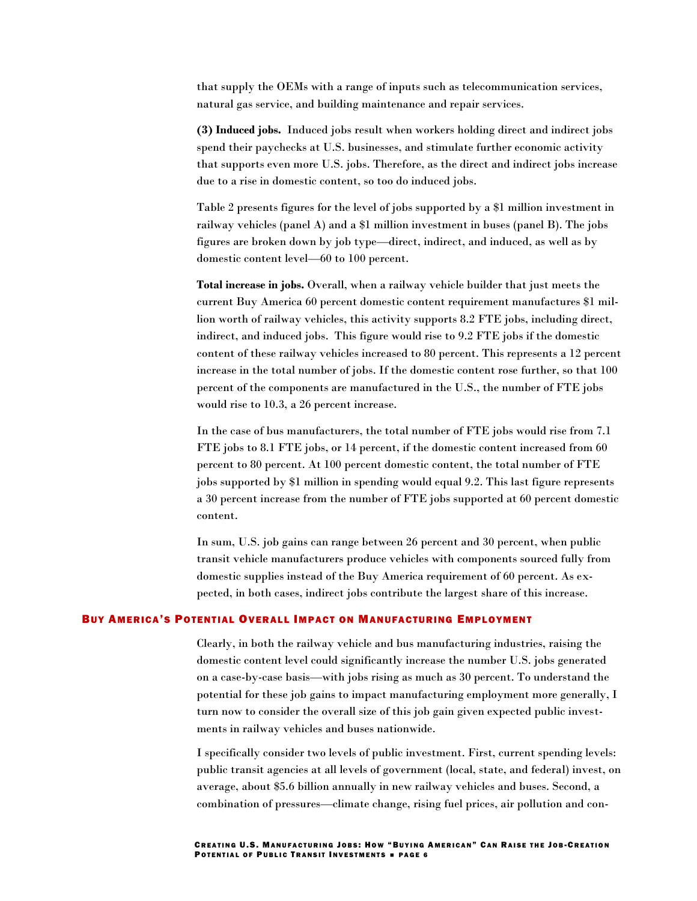that supply the OEMs with a range of inputs such as telecommunication services, natural gas service, and building maintenance and repair services.

**(3) Induced jobs.** Induced jobs result when workers holding direct and indirect jobs spend their paychecks at U.S. businesses, and stimulate further economic activity that supports even more U.S. jobs. Therefore, as the direct and indirect jobs increase due to a rise in domestic content, so too do induced jobs.

Table 2 presents figures for the level of jobs supported by a $1 million investment in railway vehicles (panel A) and a $1 million investment in buses (panel B). The jobs figures are broken down by job type—direct, indirect, and induced, as well as by domestic content level—60 to 100 percent.

**Total increase in jobs.** Overall, when a railway vehicle builder that just meets the current Buy America 60 percent domestic content requirement manufactures $1 million worth of railway vehicles, this activity supports 8.2 FTE jobs, including direct, indirect, and induced jobs. This figure would rise to 9.2 FTE jobs if the domestic content of these railway vehicles increased to 80 percent. This represents a 12 percent increase in the total number of jobs. If the domestic content rose further, so that 100 percent of the components are manufactured in the U.S., the number of FTE jobs would rise to 10.3, a 26 percent increase.

In the case of bus manufacturers, the total number of FTE jobs would rise from 7.1 FTE jobs to 8.1 FTE jobs, or 14 percent, if the domestic content increased from 60 percent to 80 percent. At 100 percent domestic content, the total number of FTE jobs supported by $1 million in spending would equal 9.2. This last figure represents a 30 percent increase from the number of FTE jobs supported at 60 percent domestic content.

In sum, U.S. job gains can range between 26 percent and 30 percent, when public transit vehicle manufacturers produce vehicles with components sourced fully from domestic supplies instead of the Buy America requirement of 60 percent. As expected, in both cases, indirect jobs contribute the largest share of this increase.

## Buy America's Potential Overall Impact on Manufacturing Employment

Clearly, in both the railway vehicle and bus manufacturing industries, raising the domestic content level could significantly increase the number U.S. jobs generated on a case-by-case basis—with jobs rising as much as 30 percent. To understand the potential for these job gains to impact manufacturing employment more generally, I turn now to consider the overall size of this job gain given expected public investments in railway vehicles and buses nationwide.

I specifically consider two levels of public investment. First, current spending levels: public transit agencies at all levels of government (local, state, and federal) invest, on average, about $5.6 billion annually in new railway vehicles and buses. Second, a combination of pressures—climate change, rising fuel prices, air pollution and con-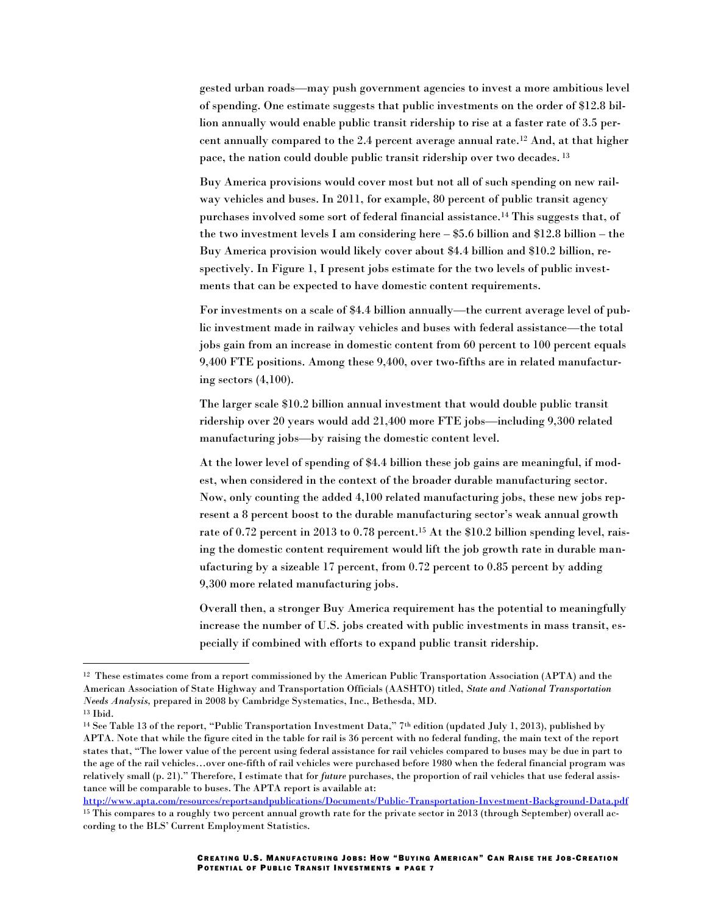gested urban roads—may push government agencies to invest a more ambitious level of spending. One estimate suggests that public investments on the order of $12.8 billion annually would enable public transit ridership to rise at a faster rate of 3.5 percent annually compared to the 2.4 percent average annual rate.[12] And, at that higher pace, the nation could double public transit ridership over two decades.[13]

Buy America provisions would cover most but not all of such spending on new railway vehicles and buses. In 2011, for example, 80 percent of public transit agency purchases involved some sort of federal financial assistance.[14] This suggests that, of the two investment levels I am considering here – $5.6 billion and $12.8 billion – the Buy America provision would likely cover about $4.4 billion and $10.2 billion, respectively. In Figure 1, I present jobs estimate for the two levels of public investments that can be expected to have domestic content requirements.

For investments on a scale of $4.4 billion annually—the current average level of public investment made in railway vehicles and buses with federal assistance—the total jobs gain from an increase in domestic content from 60 percent to 100 percent equals 9,400 FTE positions. Among these 9,400, over two-fifths are in related manufacturing sectors (4,100).

The larger scale $10.2 billion annual investment that would double public transit ridership over 20 years would add 21,400 more FTE jobs—including 9,300 related manufacturing jobs—by raising the domestic content level.

At the lower level of spending of $4.4 billion these job gains are meaningful, if modest, when considered in the context of the broader durable manufacturing sector. Now, only counting the added 4,100 related manufacturing jobs, these new jobs represent a 8 percent boost to the durable manufacturing sector's weak annual growth rate of 0.72 percent in 2013 to 0.78 percent.[15] At the $10.2 billion spending level, raising the domestic content requirement would lift the job growth rate in durable manufacturing by a sizeable 17 percent, from 0.72 percent to 0.85 percent by adding 9,300 more related manufacturing jobs.

Overall then, a stronger Buy America requirement has the potential to meaningfully increase the number of U.S. jobs created with public investments in mass transit, especially if combined with efforts to expand public transit ridership.

---

[12] These estimates come from a report commissioned by the American Public Transportation Association (APTA) and the American Association of State Highway and Transportation Officials (AASHTO) titled, *State and National Transportation Needs Analysis*, prepared in 2008 by Cambridge Systematics, Inc., Bethesda, MD.

[13] Ibid.

[14] See Table 13 of the report, "Public Transportation Investment Data," 7th edition (updated July 1, 2013), published by APTA. Note that while the figure cited in the table for rail is 36 percent with no federal funding, the main text of the report states that, "The lower value of the percent using federal assistance for rail vehicles compared to buses may be due in part to the age of the rail vehicles…over one-fifth of rail vehicles were purchased before 1980 when the federal financial program was relatively small (p. 21)." Therefore, I estimate that for *future* purchases, the proportion of rail vehicles that use federal assistance will be comparable to buses. The APTA report is available at: http://www.apta.com/resources/reportsandpublications/Documents/Public-Transportation-Investment-Background-Data.pdf

[15] This compares to a roughly two percent annual growth rate for the private sector in 2013 (through September) overall according to the BLS' Current Employment Statistics.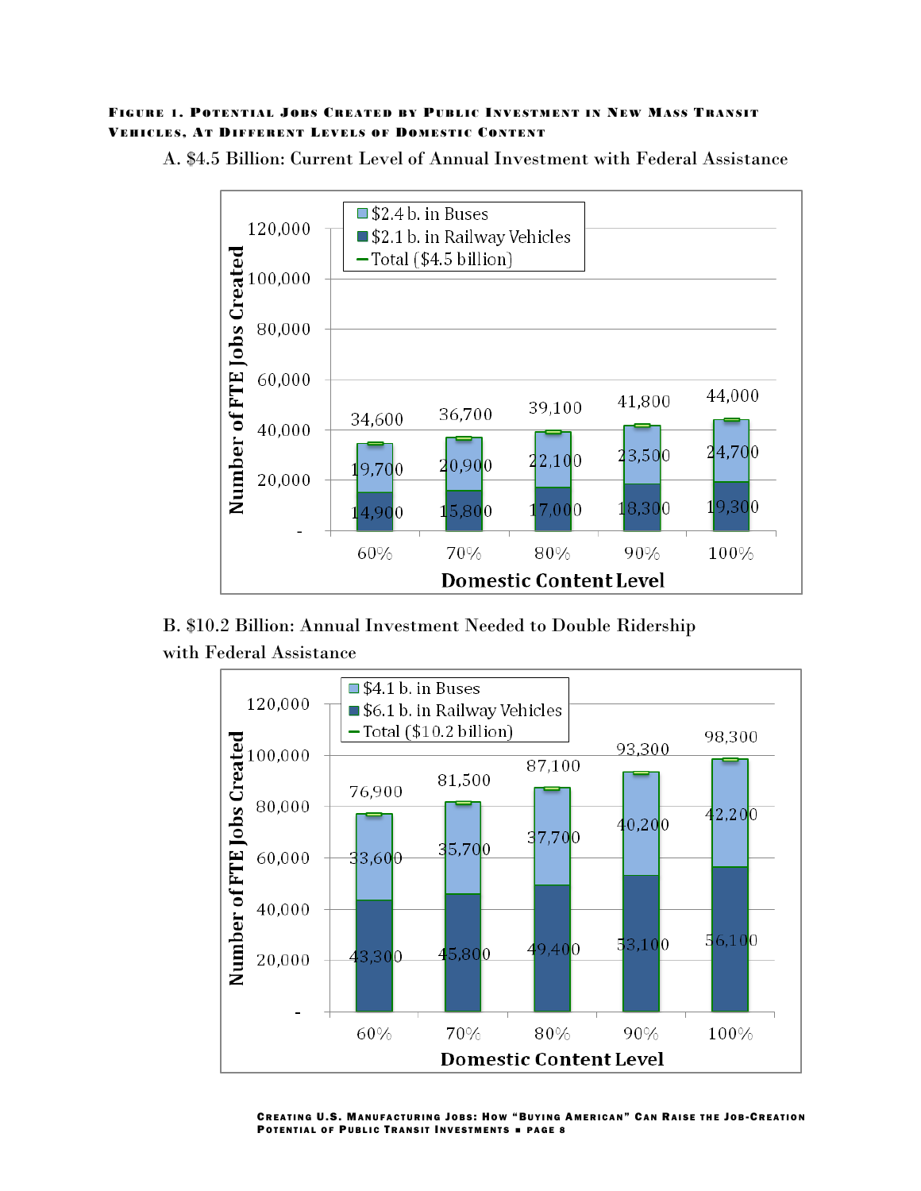**Figure 1. Potential Jobs Created by Public Investment in New Mass Transit Vehicles, At Different Levels of Domestic Content**

A. $4.5 Billion: Current Level of Annual Investment with Federal Assistance

| Domestic Content Level | $2.1 b. in Railway Vehicles | $2.4 b. in Buses | Total ($4.5 billion) |
|---|---|---|---|
| 60% | 14,900 | 19,700 | 34,600 |
| 70% | 15,800 | 20,900 | 36,700 |
| 80% | 17,000 | 22,100 | 39,100 |
| 90% | 18,300 | 23,500 | 41,800 |
| 100% | 19,300 | 24,700 | 44,000 |

Number of FTE Jobs Created

B. $10.2 Billion: Annual Investment Needed to Double Ridership with Federal Assistance

| Domestic Content Level | $6.1 b. in Railway Vehicles | $4.1 b. in Buses | Total ($10.2 billion) |
|---|---|---|---|
| 60% | 43,300 | 33,600 | 76,900 |
| 70% | 45,800 | 35,700 | 81,500 |
| 80% | 49,400 | 37,700 | 87,100 |
| 90% | 53,100 | 40,200 | 93,300 |
| 100% | 56,100 | 42,200 | 98,300 |

Number of FTE Jobs Created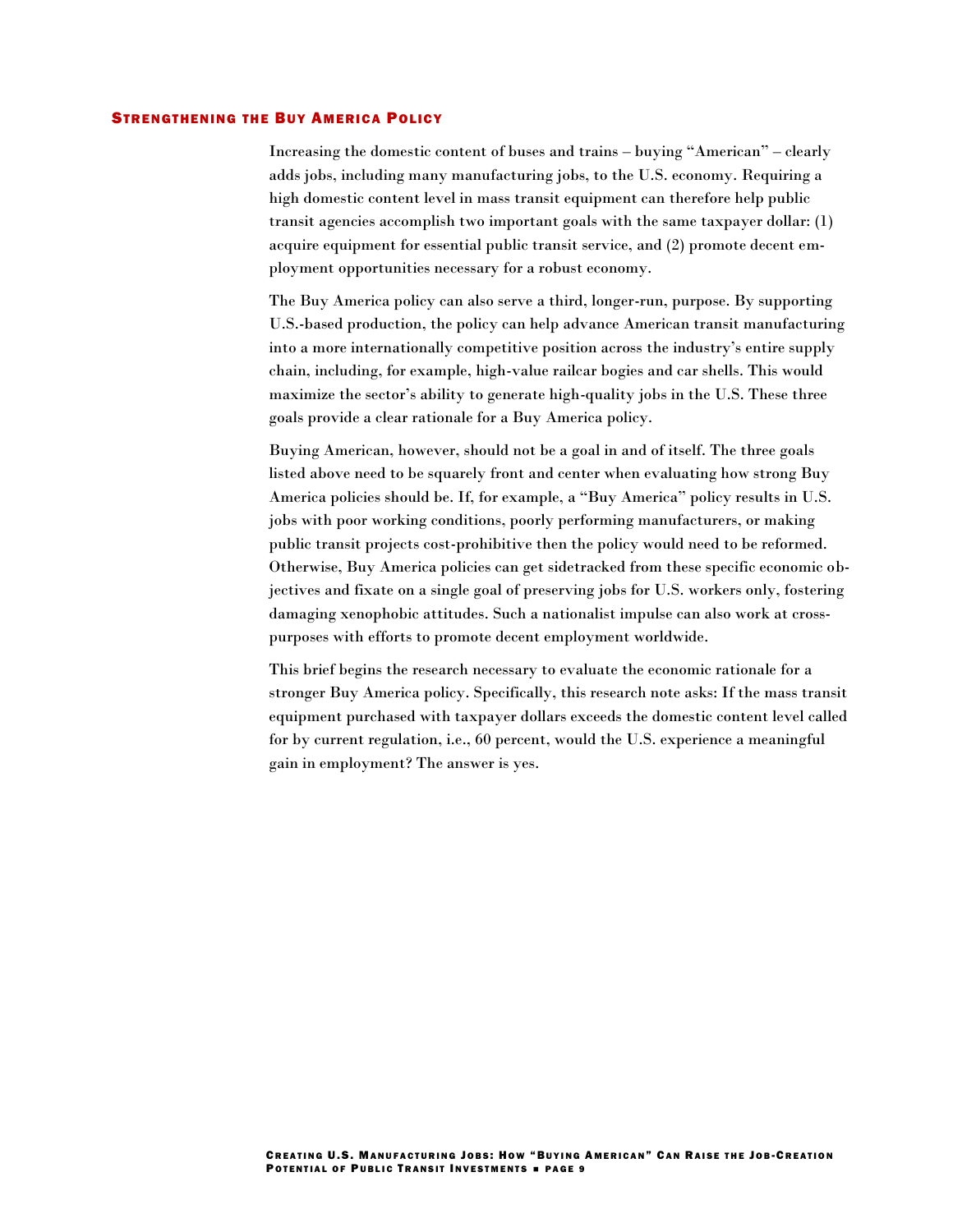## Strengthening the Buy America Policy

Increasing the domestic content of buses and trains – buying "American" – clearly adds jobs, including many manufacturing jobs, to the U.S. economy. Requiring a high domestic content level in mass transit equipment can therefore help public transit agencies accomplish two important goals with the same taxpayer dollar: (1) acquire equipment for essential public transit service, and (2) promote decent employment opportunities necessary for a robust economy.

The Buy America policy can also serve a third, longer-run, purpose. By supporting U.S.-based production, the policy can help advance American transit manufacturing into a more internationally competitive position across the industry's entire supply chain, including, for example, high-value railcar bogies and car shells. This would maximize the sector's ability to generate high-quality jobs in the U.S. These three goals provide a clear rationale for a Buy America policy.

Buying American, however, should not be a goal in and of itself. The three goals listed above need to be squarely front and center when evaluating how strong Buy America policies should be. If, for example, a "Buy America" policy results in U.S. jobs with poor working conditions, poorly performing manufacturers, or making public transit projects cost-prohibitive then the policy would need to be reformed. Otherwise, Buy America policies can get sidetracked from these specific economic objectives and fixate on a single goal of preserving jobs for U.S. workers only, fostering damaging xenophobic attitudes. Such a nationalist impulse can also work at cross-purposes with efforts to promote decent employment worldwide.

This brief begins the research necessary to evaluate the economic rationale for a stronger Buy America policy. Specifically, this research note asks: If the mass transit equipment purchased with taxpayer dollars exceeds the domestic content level called for by current regulation, i.e., 60 percent, would the U.S. experience a meaningful gain in employment? The answer is yes.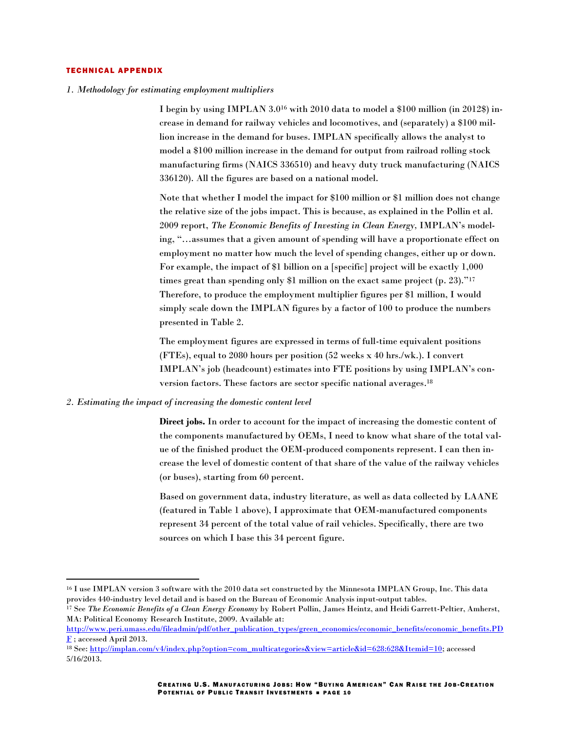## TECHNICAL APPENDIX

*1. Methodology for estimating employment multipliers*

I begin by using IMPLAN 3.0[16] with 2010 data to model a $100 million (in 2012$) increase in demand for railway vehicles and locomotives, and (separately) a $100 million increase in the demand for buses. IMPLAN specifically allows the analyst to model a $100 million increase in the demand for output from railroad rolling stock manufacturing firms (NAICS 336510) and heavy duty truck manufacturing (NAICS 336120). All the figures are based on a national model.

Note that whether I model the impact for $100 million or $1 million does not change the relative size of the jobs impact. This is because, as explained in the Pollin et al. 2009 report, *The Economic Benefits of Investing in Clean Energy*, IMPLAN's modeling, "…assumes that a given amount of spending will have a proportionate effect on employment no matter how much the level of spending changes, either up or down. For example, the impact of $1 billion on a [specific] project will be exactly 1,000 times great than spending only $1 million on the exact same project (p. 23)."[17] Therefore, to produce the employment multiplier figures per $1 million, I would simply scale down the IMPLAN figures by a factor of 100 to produce the numbers presented in Table 2.

The employment figures are expressed in terms of full-time equivalent positions (FTEs), equal to 2080 hours per position (52 weeks x 40 hrs./wk.). I convert IMPLAN's job (headcount) estimates into FTE positions by using IMPLAN's conversion factors. These factors are sector specific national averages.[18]

*2. Estimating the impact of increasing the domestic content level*

**Direct jobs.** In order to account for the impact of increasing the domestic content of the components manufactured by OEMs, I need to know what share of the total value of the finished product the OEM-produced components represent. I can then increase the level of domestic content of that share of the value of the railway vehicles (or buses), starting from 60 percent.

Based on government data, industry literature, as well as data collected by LAANE (featured in Table 1 above), I approximate that OEM-manufactured components represent 34 percent of the total value of rail vehicles. Specifically, there are two sources on which I base this 34 percent figure.

---

[16] I use IMPLAN version 3 software with the 2010 data set constructed by the Minnesota IMPLAN Group, Inc. This data provides 440-industry level detail and is based on the Bureau of Economic Analysis input-output tables.

[17] See *The Economic Benefits of a Clean Energy Economy* by Robert Pollin, James Heintz, and Heidi Garrett-Peltier, Amherst, MA: Political Economy Research Institute, 2009. Available at: http://www.peri.umass.edu/fileadmin/pdf/other_publication_types/green_economics/economic_benefits/economic_benefits.PDF ; accessed April 2013.

[18] See: http://implan.com/v4/index.php?option=com_multicategories&view=article&id=628:628&Itemid=10; accessed 5/16/2013.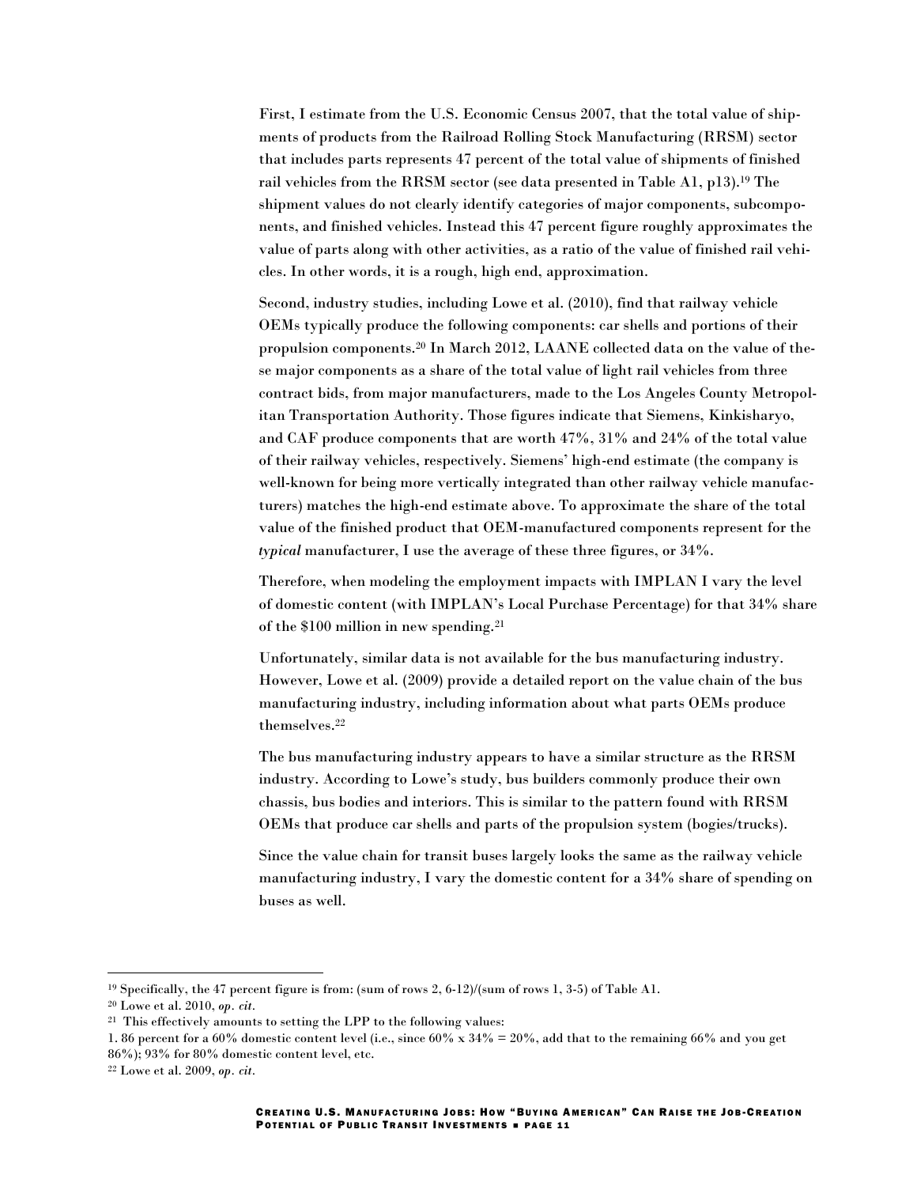First, I estimate from the U.S. Economic Census 2007, that the total value of shipments of products from the Railroad Rolling Stock Manufacturing (RRSM) sector that includes parts represents 47 percent of the total value of shipments of finished rail vehicles from the RRSM sector (see data presented in Table A1, p13).[19] The shipment values do not clearly identify categories of major components, subcomponents, and finished vehicles. Instead this 47 percent figure roughly approximates the value of parts along with other activities, as a ratio of the value of finished rail vehicles. In other words, it is a rough, high end, approximation.

Second, industry studies, including Lowe et al. (2010), find that railway vehicle OEMs typically produce the following components: car shells and portions of their propulsion components.[20] In March 2012, LAANE collected data on the value of these major components as a share of the total value of light rail vehicles from three contract bids, from major manufacturers, made to the Los Angeles County Metropolitan Transportation Authority. Those figures indicate that Siemens, Kinkisharyo, and CAF produce components that are worth 47%, 31% and 24% of the total value of their railway vehicles, respectively. Siemens' high-end estimate (the company is well-known for being more vertically integrated than other railway vehicle manufacturers) matches the high-end estimate above. To approximate the share of the total value of the finished product that OEM-manufactured components represent for the *typical* manufacturer, I use the average of these three figures, or 34%.

Therefore, when modeling the employment impacts with IMPLAN I vary the level of domestic content (with IMPLAN's Local Purchase Percentage) for that 34% share of the $100 million in new spending.[21]

Unfortunately, similar data is not available for the bus manufacturing industry. However, Lowe et al. (2009) provide a detailed report on the value chain of the bus manufacturing industry, including information about what parts OEMs produce themselves.[22]

The bus manufacturing industry appears to have a similar structure as the RRSM industry. According to Lowe's study, bus builders commonly produce their own chassis, bus bodies and interiors. This is similar to the pattern found with RRSM OEMs that produce car shells and parts of the propulsion system (bogies/trucks).

Since the value chain for transit buses largely looks the same as the railway vehicle manufacturing industry, I vary the domestic content for a 34% share of spending on buses as well.

---

[19] Specifically, the 47 percent figure is from: (sum of rows 2, 6-12)/(sum of rows 1, 3-5) of Table A1.

[20] Lowe et al. 2010, *op. cit*.

[21] This effectively amounts to setting the LPP to the following values:
1. 86 percent for a 60% domestic content level (i.e., since 60% x 34% = 20%, add that to the remaining 66% and you get 86%); 93% for 80% domestic content level, etc.

[22] Lowe et al. 2009, *op. cit*.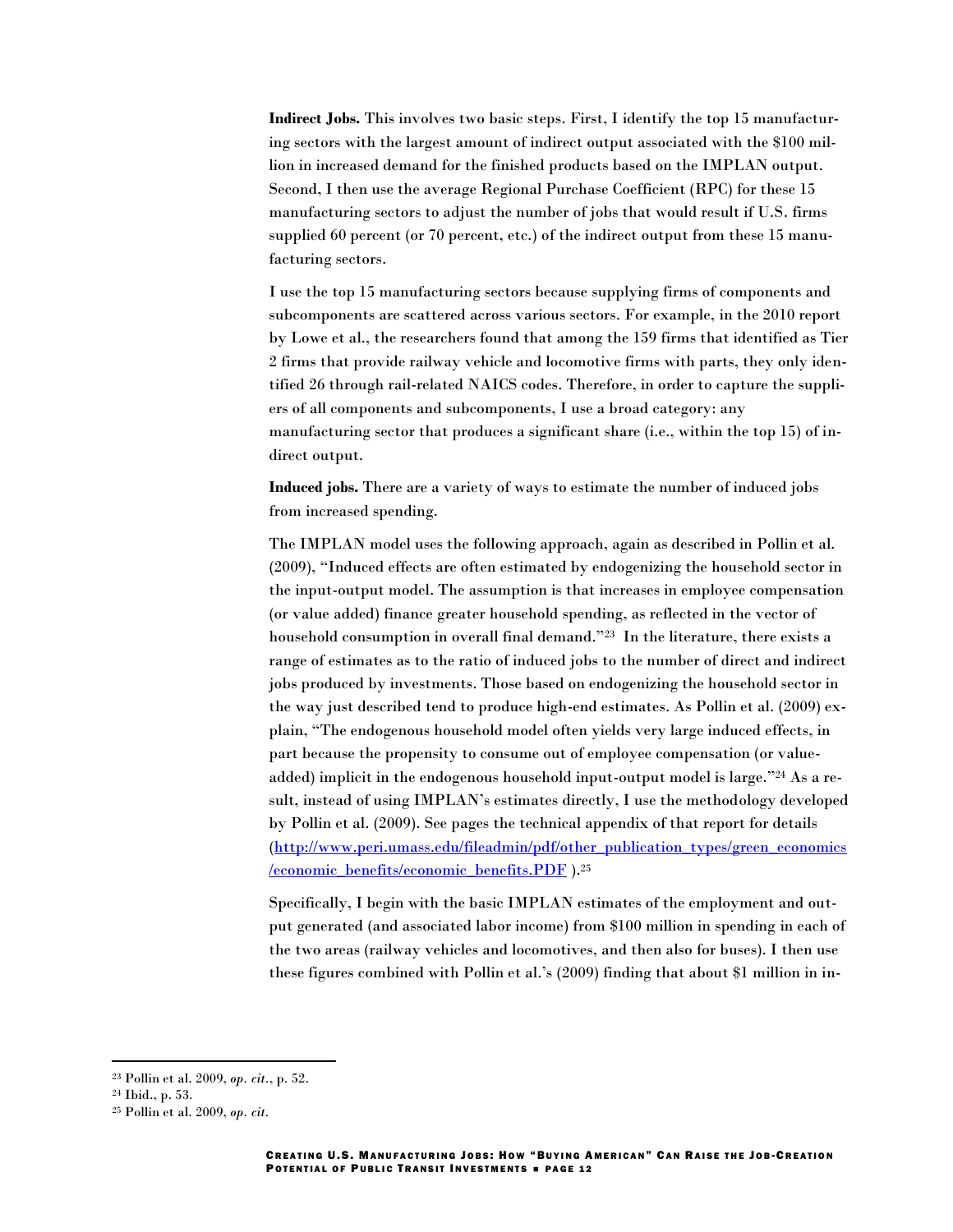**Indirect Jobs.** This involves two basic steps. First, I identify the top 15 manufacturing sectors with the largest amount of indirect output associated with the $100 million in increased demand for the finished products based on the IMPLAN output. Second, I then use the average Regional Purchase Coefficient (RPC) for these 15 manufacturing sectors to adjust the number of jobs that would result if U.S. firms supplied 60 percent (or 70 percent, etc.) of the indirect output from these 15 manufacturing sectors.

I use the top 15 manufacturing sectors because supplying firms of components and subcomponents are scattered across various sectors. For example, in the 2010 report by Lowe et al., the researchers found that among the 159 firms that identified as Tier 2 firms that provide railway vehicle and locomotive firms with parts, they only identified 26 through rail-related NAICS codes. Therefore, in order to capture the suppliers of all components and subcomponents, I use a broad category: any manufacturing sector that produces a significant share (i.e., within the top 15) of indirect output.

**Induced jobs.** There are a variety of ways to estimate the number of induced jobs from increased spending.

The IMPLAN model uses the following approach, again as described in Pollin et al. (2009), "Induced effects are often estimated by endogenizing the household sector in the input-output model. The assumption is that increases in employee compensation (or value added) finance greater household spending, as reflected in the vector of household consumption in overall final demand."[23] In the literature, there exists a range of estimates as to the ratio of induced jobs to the number of direct and indirect jobs produced by investments. Those based on endogenizing the household sector in the way just described tend to produce high-end estimates. As Pollin et al. (2009) explain, "The endogenous household model often yields very large induced effects, in part because the propensity to consume out of employee compensation (or value-added) implicit in the endogenous household input-output model is large."[24] As a result, instead of using IMPLAN's estimates directly, I use the methodology developed by Pollin et al. (2009). See pages the technical appendix of that report for details (http://www.peri.umass.edu/fileadmin/pdf/other_publication_types/green_economics/economic_benefits/economic_benefits.PDF ).[25]

Specifically, I begin with the basic IMPLAN estimates of the employment and output generated (and associated labor income) from $100 million in spending in each of the two areas (railway vehicles and locomotives, and then also for buses). I then use these figures combined with Pollin et al.'s (2009) finding that about $1 million in in-

---

[23] Pollin et al. 2009, *op. cit.*, p. 52.

[24] Ibid., p. 53.

[25] Pollin et al. 2009, *op. cit.*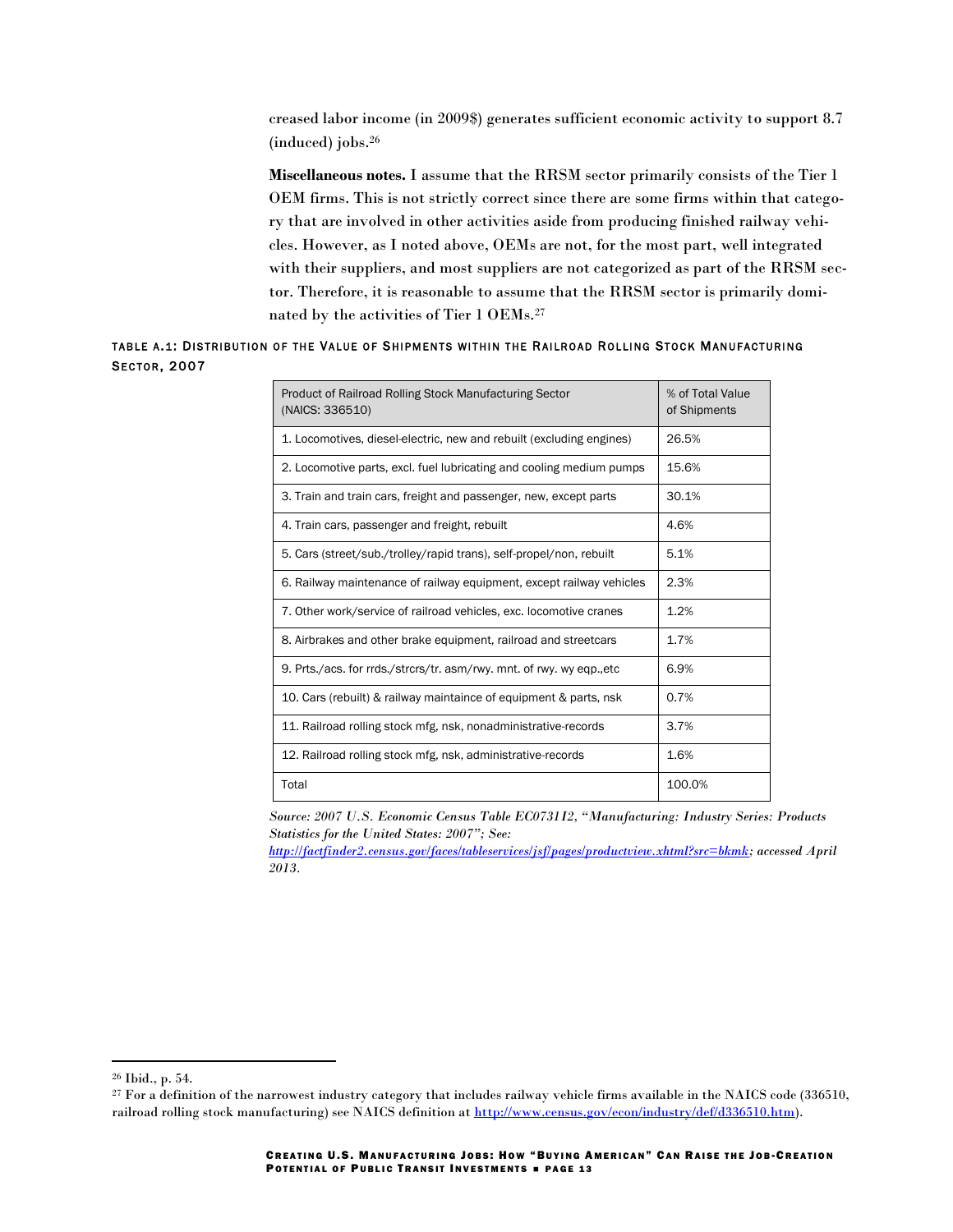creased labor income (in 2009$) generates sufficient economic activity to support 8.7 (induced) jobs.[26]

**Miscellaneous notes.** I assume that the RRSM sector primarily consists of the Tier 1 OEM firms. This is not strictly correct since there are some firms within that category that are involved in other activities aside from producing finished railway vehicles. However, as I noted above, OEMs are not, for the most part, well integrated with their suppliers, and most suppliers are not categorized as part of the RRSM sector. Therefore, it is reasonable to assume that the RRSM sector is primarily dominated by the activities of Tier 1 OEMs.[27]

**TABLE A.1: DISTRIBUTION OF THE VALUE OF SHIPMENTS WITHIN THE RAILROAD ROLLING STOCK MANUFACTURING SECTOR, 2007**

| Product of Railroad Rolling Stock Manufacturing Sector (NAICS: 336510) | % of Total Value of Shipments |
|---|---|
| 1. Locomotives, diesel-electric, new and rebuilt (excluding engines) | 26.5% |
| 2. Locomotive parts, excl. fuel lubricating and cooling medium pumps | 15.6% |
| 3. Train and train cars, freight and passenger, new, except parts | 30.1% |
| 4. Train cars, passenger and freight, rebuilt | 4.6% |
| 5. Cars (street/sub./trolley/rapid trans), self-propel/non, rebuilt | 5.1% |
| 6. Railway maintenance of railway equipment, except railway vehicles | 2.3% |
| 7. Other work/service of railroad vehicles, exc. locomotive cranes | 1.2% |
| 8. Airbrakes and other brake equipment, railroad and streetcars | 1.7% |
| 9. Prts./acs. for rrds./strcrs/tr. asm/rwy. mnt. of rwy. wy eqp.,etc | 6.9% |
| 10. Cars (rebuilt) & railway maintaince of equipment & parts, nsk | 0.7% |
| 11. Railroad rolling stock mfg, nsk, nonadministrative-records | 3.7% |
| 12. Railroad rolling stock mfg, nsk, administrative-records | 1.6% |
| Total | 100.0% |

*Source: 2007 U.S. Economic Census Table EC073112, "Manufacturing: Industry Series: Products Statistics for the United States: 2007"; See: http://factfinder2.census.gov/faces/tableservices/jsf/pages/productview.xhtml?src=bkmk; accessed April 2013.*

[26] Ibid., p. 54.

[27] For a definition of the narrowest industry category that includes railway vehicle firms available in the NAICS code (336510, railroad rolling stock manufacturing) see NAICS definition at http://www.census.gov/econ/industry/def/d336510.htm).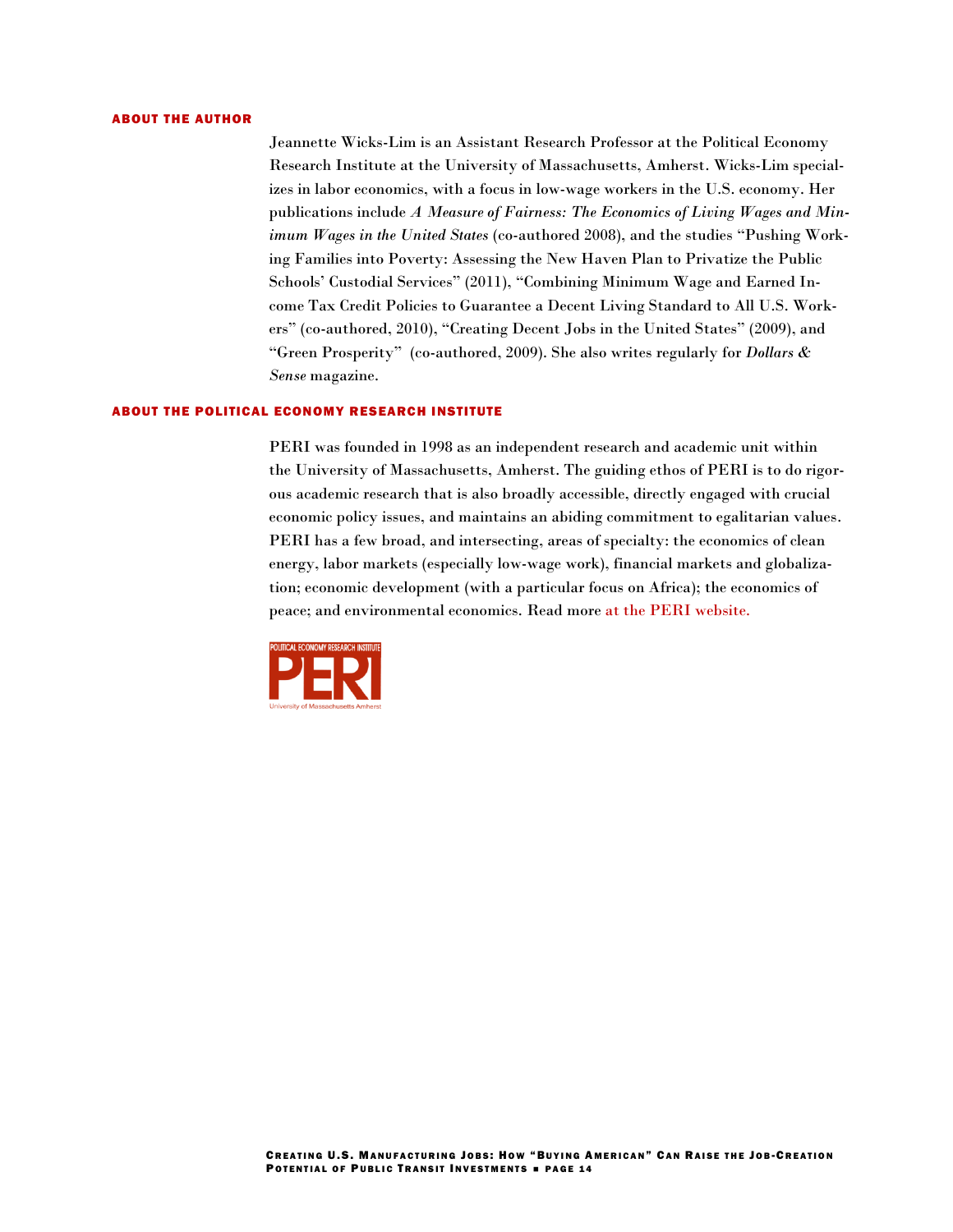## ABOUT THE AUTHOR

Jeannette Wicks-Lim is an Assistant Research Professor at the Political Economy Research Institute at the University of Massachusetts, Amherst. Wicks-Lim specializes in labor economics, with a focus in low-wage workers in the U.S. economy. Her publications include *A Measure of Fairness: The Economics of Living Wages and Minimum Wages in the United States* (co-authored 2008), and the studies "Pushing Working Families into Poverty: Assessing the New Haven Plan to Privatize the Public Schools' Custodial Services" (2011), "Combining Minimum Wage and Earned Income Tax Credit Policies to Guarantee a Decent Living Standard to All U.S. Workers" (co-authored, 2010), "Creating Decent Jobs in the United States" (2009), and "Green Prosperity" (co-authored, 2009). She also writes regularly for *Dollars & Sense* magazine.

## ABOUT THE POLITICAL ECONOMY RESEARCH INSTITUTE

PERI was founded in 1998 as an independent research and academic unit within the University of Massachusetts, Amherst. The guiding ethos of PERI is to do rigorous academic research that is also broadly accessible, directly engaged with crucial economic policy issues, and maintains an abiding commitment to egalitarian values. PERI has a few broad, and intersecting, areas of specialty: the economics of clean energy, labor markets (especially low-wage work), financial markets and globalization; economic development (with a particular focus on Africa); the economics of peace; and environmental economics. Read more at the PERI website.

POLITICAL ECONOMY RESEARCH INSTITUTE

PERI

University of Massachusetts Amherst